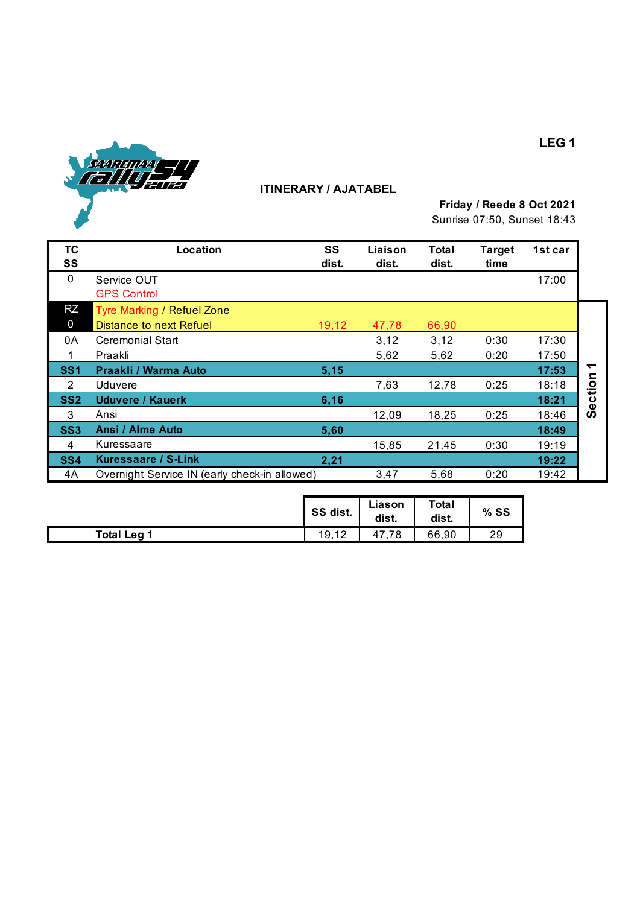**LEG 1**

## ITINERARY / AJATABEL

**Friday / Reede 8 Oct 2021**
Sunrise 07:50, Sunset 18:43

| TC SS | Location | SS dist. | Liaison dist. | Total dist. | Target time | 1st car | |
|---|---|---|---|---|---|---|---|
| 0 | Service OUT<br>GPS Control | | | | | 17:00 | |
| RZ<br>0 | Tyre Marking / Refuel Zone<br>Distance to next Refuel | 19,12 | 47,78 | 66,90 | | | **Section 1** |
| 0A | Ceremonial Start | | 3,12 | 3,12 | 0:30 | 17:30 | |
| 1 | Praakli | | 5,62 | 5,62 | 0:20 | 17:50 | |
| **SS1** | **Praakli / Warma Auto** | **5,15** | | | | **17:53** | |
| 2 | Uduvere | | 7,63 | 12,78 | 0:25 | 18:18 | |
| **SS2** | **Uduvere / Kauerk** | **6,16** | | | | **18:21** | |
| 3 | Ansi | | 12,09 | 18,25 | 0:25 | 18:46 | |
| **SS3** | **Ansi / Alme Auto** | **5,60** | | | | **18:49** | |
| 4 | Kuressaare | | 15,85 | 21,45 | 0:30 | 19:19 | |
| **SS4** | **Kuressaare / S-Link** | **2,21** | | | | **19:22** | |
| 4A | Overnight Service IN (early check-in allowed) | | 3,47 | 5,68 | 0:20 | 19:42 | |

| | SS dist. | Liason dist. | Total dist. | % SS |
|---|---|---|---|---|
| **Total Leg 1** | 19,12 | 47,78 | 66,90 | 29 |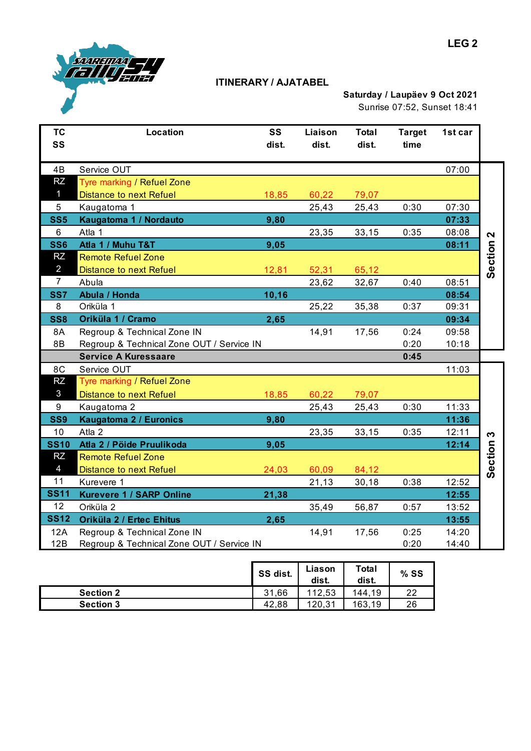**LEG 2**

## ITINERARY / AJATABEL

**Saturday / Laupäev 9 Oct 2021**

Sunrise 07:52, Sunset 18:41

| TC SS | Location | SS dist. | Liaison dist. | Total dist. | Target time | 1st car | |
|---|---|---|---|---|---|---|---|
| 4B | Service OUT | | | | | 07:00 | Section 2 |
| RZ 1 | Tyre marking / Refuel Zone<br>Distance to next Refuel | 18,85 | 60,22 | 79,07 | | | |
| 5 | Kaugatoma 1 | | 25,43 | 25,43 | 0:30 | 07:30 | |
| **SS5** | **Kaugatoma 1 / Nordauto** | **9,80** | | | | **07:33** | |
| 6 | Atla 1 | | 23,35 | 33,15 | 0:35 | 08:08 | |
| **SS6** | **Atla 1 / Muhu T&T** | **9,05** | | | | **08:11** | |
| RZ 2 | Remote Refuel Zone<br>Distance to next Refuel | 12,81 | 52,31 | 65,12 | | | |
| 7 | Abula | | 23,62 | 32,67 | 0:40 | 08:51 | |
| **SS7** | **Abula / Honda** | **10,16** | | | | **08:54** | |
| 8 | Oriküla 1 | | 25,22 | 35,38 | 0:37 | 09:31 | |
| **SS8** | **Oriküla 1 / Cramo** | **2,65** | | | | **09:34** | |
| 8A | Regroup & Technical Zone IN | | 14,91 | 17,56 | 0:24 | 09:58 | |
| 8B | Regroup & Technical Zone OUT / Service IN | | | | 0:20 | 10:18 | |
| | **Service A Kuressaare** | | | | **0:45** | | |
| 8C | Service OUT | | | | | 11:03 | Section 3 |
| RZ 3 | Tyre marking / Refuel Zone<br>Distance to next Refuel | 18,85 | 60,22 | 79,07 | | | |
| 9 | Kaugatoma 2 | | 25,43 | 25,43 | 0:30 | 11:33 | |
| **SS9** | **Kaugatoma 2 / Euronics** | **9,80** | | | | **11:36** | |
| 10 | Atla 2 | | 23,35 | 33,15 | 0:35 | 12:11 | |
| **SS10** | **Atla 2 / Pöide Pruulikoda** | **9,05** | | | | **12:14** | |
| RZ 4 | Remote Refuel Zone<br>Distance to next Refuel | 24,03 | 60,09 | 84,12 | | | |
| 11 | Kurevere 1 | | 21,13 | 30,18 | 0:38 | 12:52 | |
| **SS11** | **Kurevere 1 / SARP Online** | **21,38** | | | | **12:55** | |
| 12 | Oriküla 2 | | 35,49 | 56,87 | 0:57 | 13:52 | |
| **SS12** | **Oriküla 2 / Ertec Ehitus** | **2,65** | | | | **13:55** | |
| 12A | Regroup & Technical Zone IN | | 14,91 | 17,56 | 0:25 | 14:20 | |
| 12B | Regroup & Technical Zone OUT / Service IN | | | | 0:20 | 14:40 | |

| | SS dist. | Liason dist. | Total dist. | % SS |
|---|---|---|---|---|
| **Section 2** | 31,66 | 112,53 | 144,19 | 22 |
| **Section 3** | 42,88 | 120,31 | 163,19 | 26 |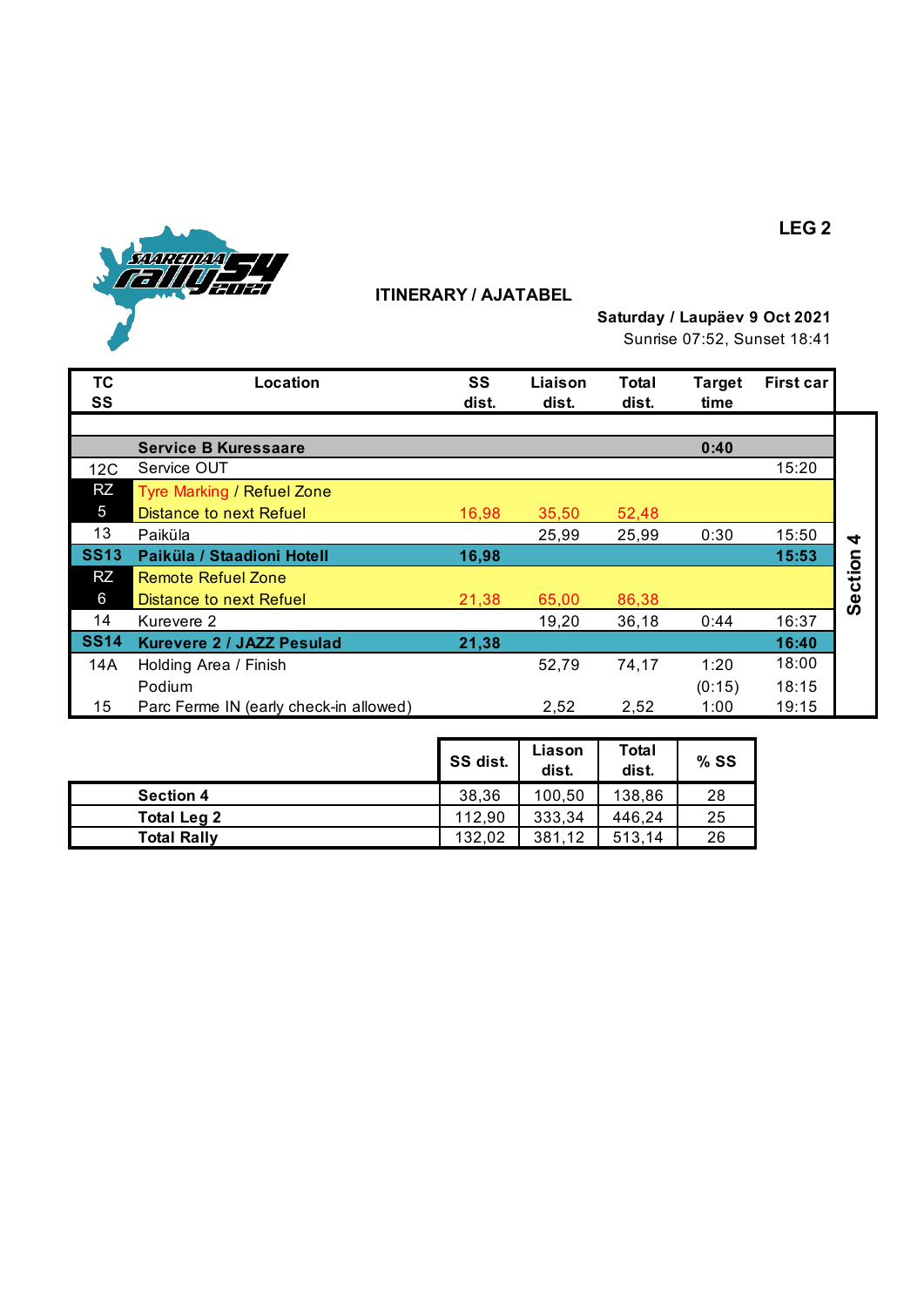LEG 2

SAAREMAA rally 54 2021

## ITINERARY / AJATABEL

**Saturday / Laupäev 9 Oct 2021**

Sunrise 07:52, Sunset 18:41

| TC SS | Location | SS dist. | Liaison dist. | Total dist. | Target time | First car | |
|---|---|---|---|---|---|---|---|
| | **Service B Kuressaare** | | | | **0:40** | | Section 4 |
| 12C | Service OUT | | | | | 15:20 | |
| RZ 5 | Tyre Marking / Refuel Zone<br>Distance to next Refuel | 16,98 | 35,50 | 52,48 | | | |
| 13 | Paiküla | | 25,99 | 25,99 | 0:30 | 15:50 | |
| **SS13** | **Paiküla / Staadioni Hotell** | **16,98** | | | | **15:53** | |
| RZ 6 | Remote Refuel Zone<br>Distance to next Refuel | 21,38 | 65,00 | 86,38 | | | |
| 14 | Kurevere 2 | | 19,20 | 36,18 | 0:44 | 16:37 | |
| **SS14** | **Kurevere 2 / JAZZ Pesulad** | **21,38** | | | | **16:40** | |
| 14A | Holding Area / Finish | | 52,79 | 74,17 | 1:20 | 18:00 | |
| | Podium | | | | (0:15) | 18:15 | |
| 15 | Parc Ferme IN (early check-in allowed) | | 2,52 | 2,52 | 1:00 | 19:15 | |

| | SS dist. | Liason dist. | Total dist. | % SS |
|---|---|---|---|---|
| **Section 4** | 38,36 | 100,50 | 138,86 | 28 |
| **Total Leg 2** | 112,90 | 333,34 | 446,24 | 25 |
| **Total Rally** | 132,02 | 381,12 | 513,14 | 26 |